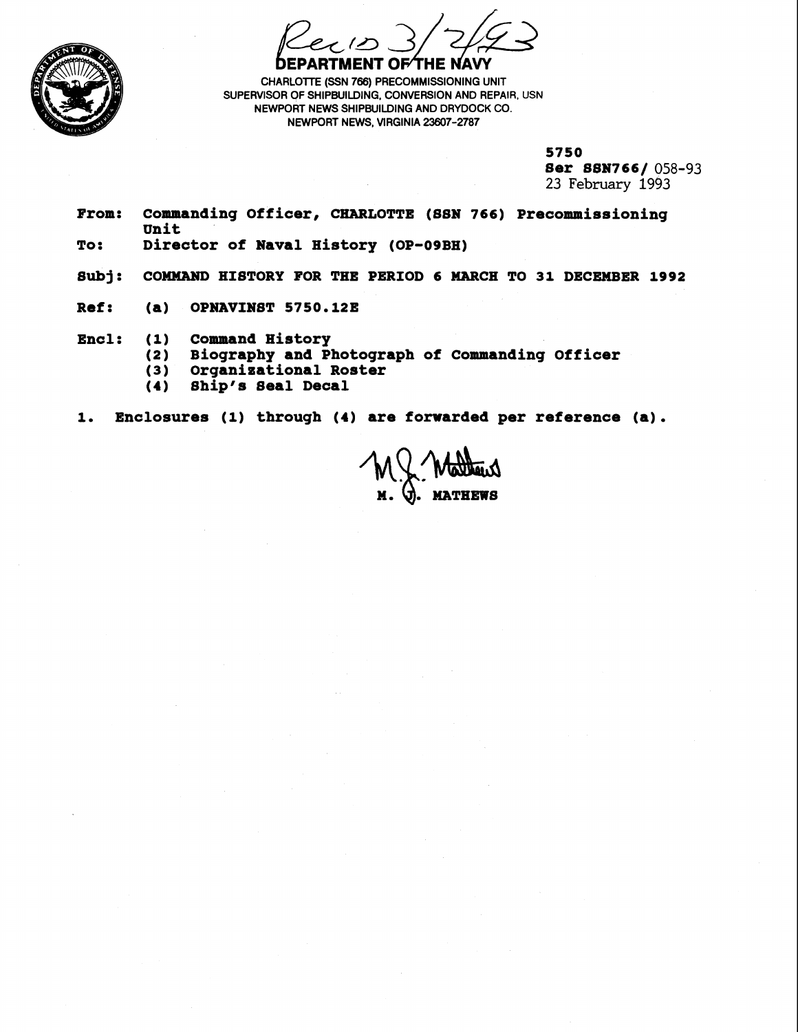Rec'd 3/2/93

**DEPARTMENT OF THE NAVY**

CHARLOTTE (SSN 766) PRECOMMISSIONING UNIT
SUPERVISOR OF SHIPBUILDING, CONVERSION AND REPAIR, USN
NEWPORT NEWS SHIPBUILDING AND DRYDOCK CO.
NEWPORT NEWS, VIRGINIA 23607-2787

**5750**
**Ser SSN766/** 058-93
23 February 1993

**From:** Commanding Officer, CHARLOTTE (SSN 766) Precommissioning Unit
**To:** Director of Naval History (OP-09BH)

**Subj:** COMMAND HISTORY FOR THE PERIOD 6 MARCH TO 31 DECEMBER 1992

**Ref:** (a) OPNAVINST 5750.12E

**Encl:** (1) Command History
(2) Biography and Photograph of Commanding Officer
(3) Organizational Roster
(4) Ship's Seal Decal

1. Enclosures (1) through (4) are forwarded per reference (a).

M. J. Mathews

**M. J. MATHEWS**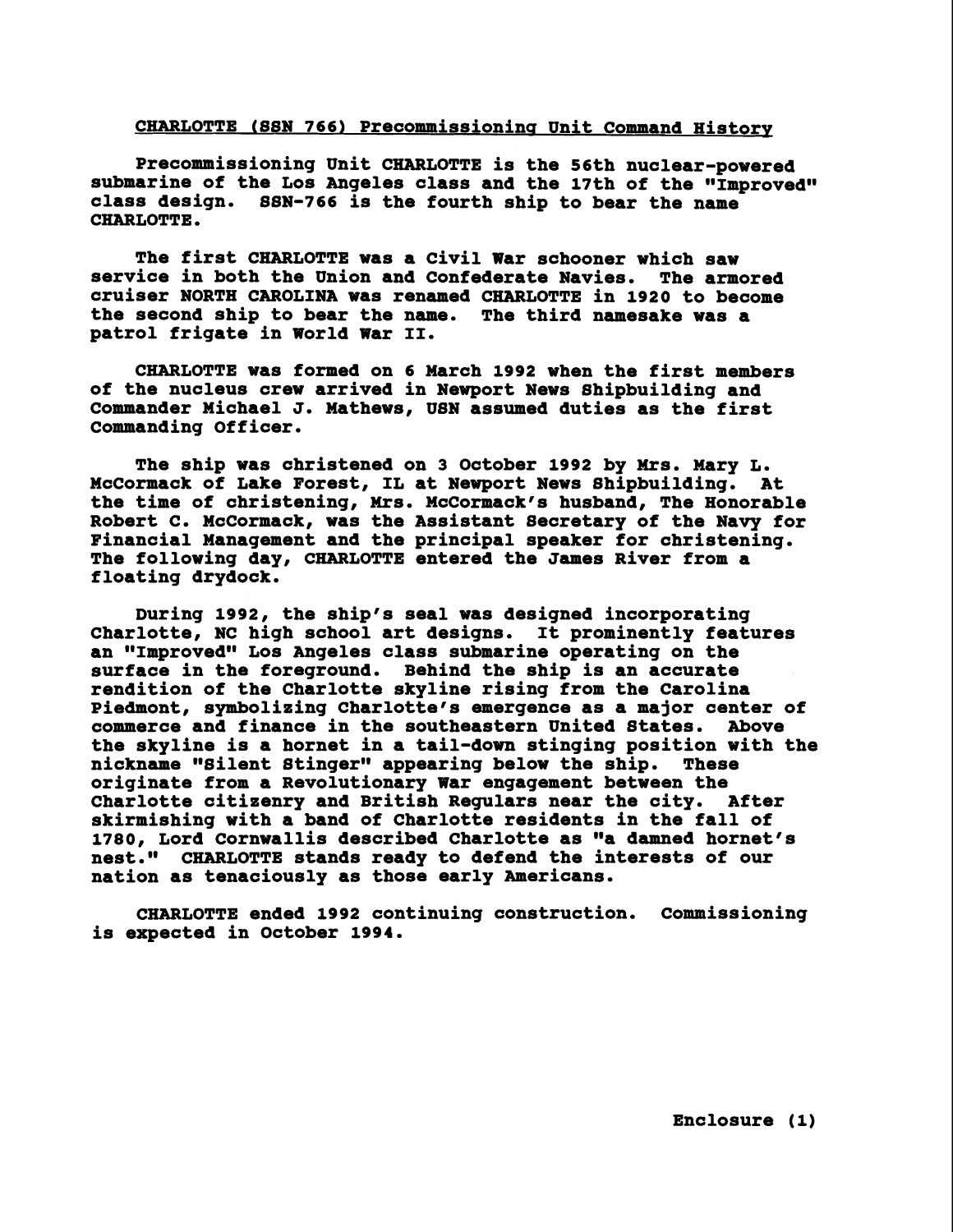## CHARLOTTE (SSN 766) Precommissioning Unit Command History

Precommissioning Unit CHARLOTTE is the 56th nuclear-powered submarine of the Los Angeles class and the 17th of the "Improved" class design. SSN-766 is the fourth ship to bear the name CHARLOTTE.

The first CHARLOTTE was a Civil War schooner which saw service in both the Union and Confederate Navies. The armored cruiser NORTH CAROLINA was renamed CHARLOTTE in 1920 to become the second ship to bear the name. The third namesake was a patrol frigate in World War II.

CHARLOTTE was formed on 6 March 1992 when the first members of the nucleus crew arrived in Newport News Shipbuilding and Commander Michael J. Mathews, USN assumed duties as the first Commanding Officer.

The ship was christened on 3 October 1992 by Mrs. Mary L. McCormack of Lake Forest, IL at Newport News Shipbuilding. At the time of christening, Mrs. McCormack's husband, The Honorable Robert C. McCormack, was the Assistant Secretary of the Navy for Financial Management and the principal speaker for christening. The following day, CHARLOTTE entered the James River from a floating drydock.

During 1992, the ship's seal was designed incorporating Charlotte, NC high school art designs. It prominently features an "Improved" Los Angeles class submarine operating on the surface in the foreground. Behind the ship is an accurate rendition of the Charlotte skyline rising from the Carolina Piedmont, symbolizing Charlotte's emergence as a major center of commerce and finance in the southeastern United States. Above the skyline is a hornet in a tail-down stinging position with the nickname "Silent Stinger" appearing below the ship. These originate from a Revolutionary War engagement between the Charlotte citizenry and British Regulars near the city. After skirmishing with a band of Charlotte residents in the fall of 1780, Lord Cornwallis described Charlotte as "a damned hornet's nest." CHARLOTTE stands ready to defend the interests of our nation as tenaciously as those early Americans.

CHARLOTTE ended 1992 continuing construction. Commissioning is expected in October 1994.

Enclosure (1)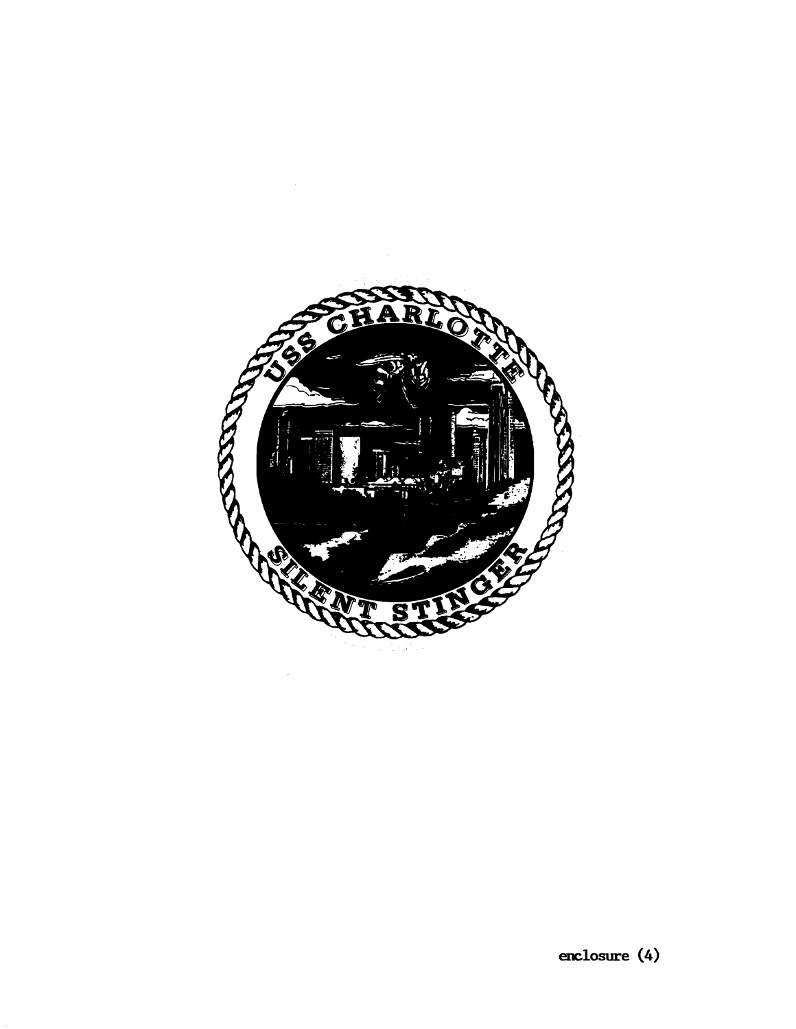USS CHARLOTTE

SILENT STINGER

enclosure (4)